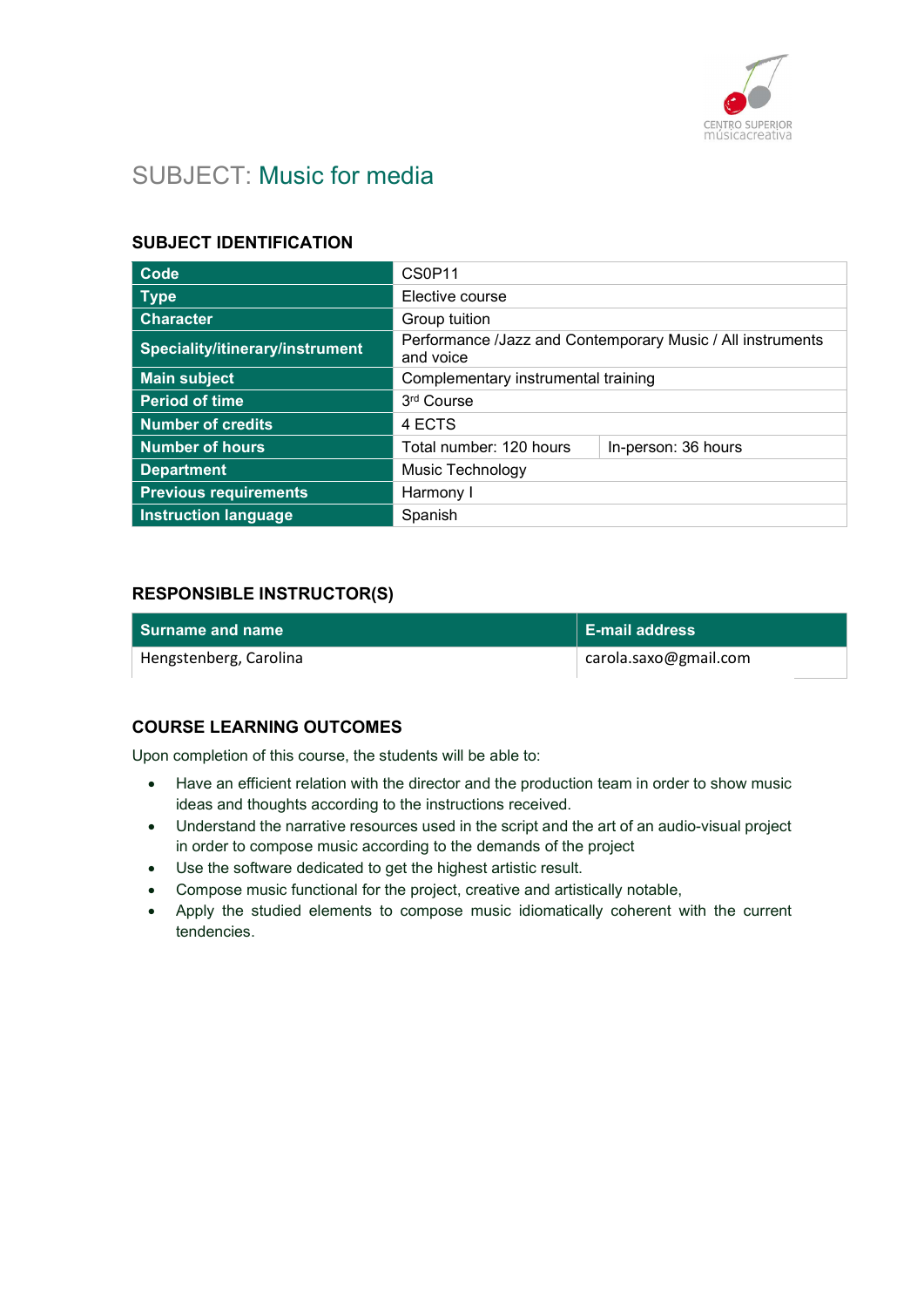# SUBJECT: Music for media

## SUBJECT IDENTIFICATION

| | | |
|---|---|---|
| **Code** | CS0P11 | |
| **Type** | Elective course | |
| **Character** | Group tuition | |
| **Speciality/itinerary/instrument** | Performance /Jazz and Contemporary Music / All instruments and voice | |
| **Main subject** | Complementary instrumental training | |
| **Period of time** | 3rd Course | |
| **Number of credits** | 4 ECTS | |
| **Number of hours** | Total number: 120 hours | In-person: 36 hours |
| **Department** | Music Technology | |
| **Previous requirements** | Harmony I | |
| **Instruction language** | Spanish | |

## RESPONSIBLE INSTRUCTOR(S)

| Surname and name | E-mail address |
|---|---|
| Hengstenberg, Carolina | carola.saxo@gmail.com |

## COURSE LEARNING OUTCOMES

Upon completion of this course, the students will be able to:

- Have an efficient relation with the director and the production team in order to show music ideas and thoughts according to the instructions received.
- Understand the narrative resources used in the script and the art of an audio-visual project in order to compose music according to the demands of the project
- Use the software dedicated to get the highest artistic result.
- Compose music functional for the project, creative and artistically notable,
- Apply the studied elements to compose music idiomatically coherent with the current tendencies.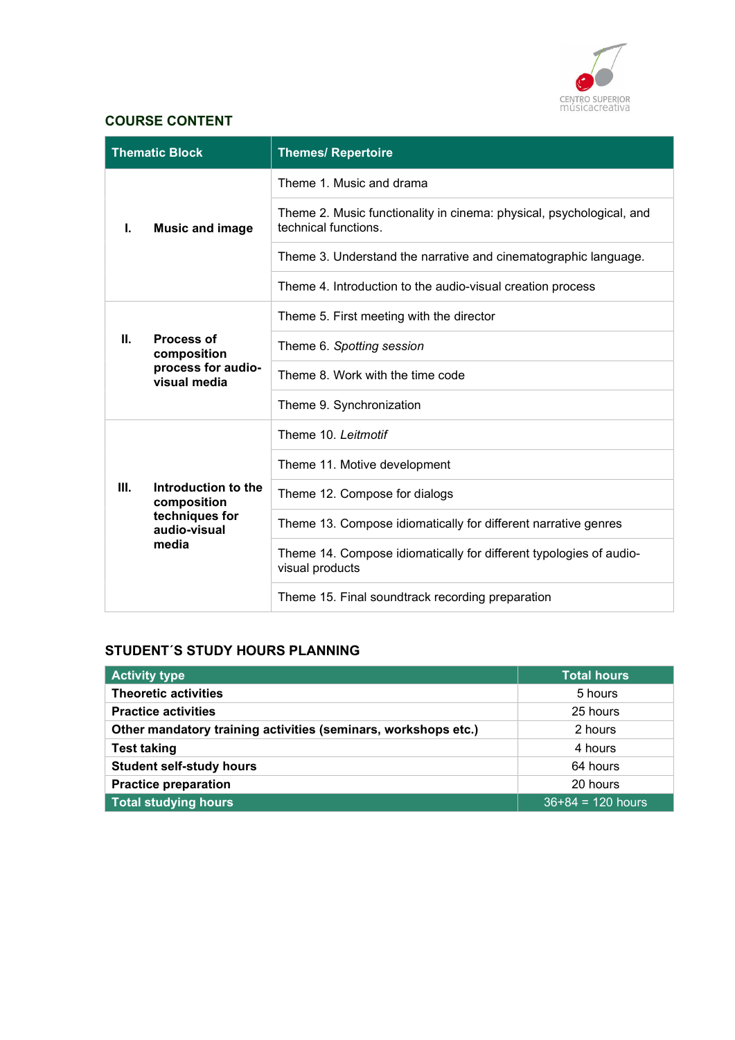## COURSE CONTENT

| Thematic Block | Themes/ Repertoire |
|---|---|
| **I. Music and image** | Theme 1. Music and drama |
| | Theme 2. Music functionality in cinema: physical, psychological, and technical functions. |
| | Theme 3. Understand the narrative and cinematographic language. |
| | Theme 4. Introduction to the audio-visual creation process |
| **II. Process of composition process for audio-visual media** | Theme 5. First meeting with the director |
| | Theme 6. *Spotting session* |
| | Theme 8. Work with the time code |
| | Theme 9. Synchronization |
| **III. Introduction to the composition techniques for audio-visual media** | Theme 10. *Leitmotif* |
| | Theme 11. Motive development |
| | Theme 12. Compose for dialogs |
| | Theme 13. Compose idiomatically for different narrative genres |
| | Theme 14. Compose idiomatically for different typologies of audio-visual products |
| | Theme 15. Final soundtrack recording preparation |

## STUDENT´S STUDY HOURS PLANNING

| Activity type | Total hours |
|---|---|
| **Theoretic activities** | 5 hours |
| **Practice activities** | 25 hours |
| **Other mandatory training activities (seminars, workshops etc.)** | 2 hours |
| **Test taking** | 4 hours |
| **Student self-study hours** | 64 hours |
| **Practice preparation** | 20 hours |
| **Total studying hours** | 36+84 = 120 hours |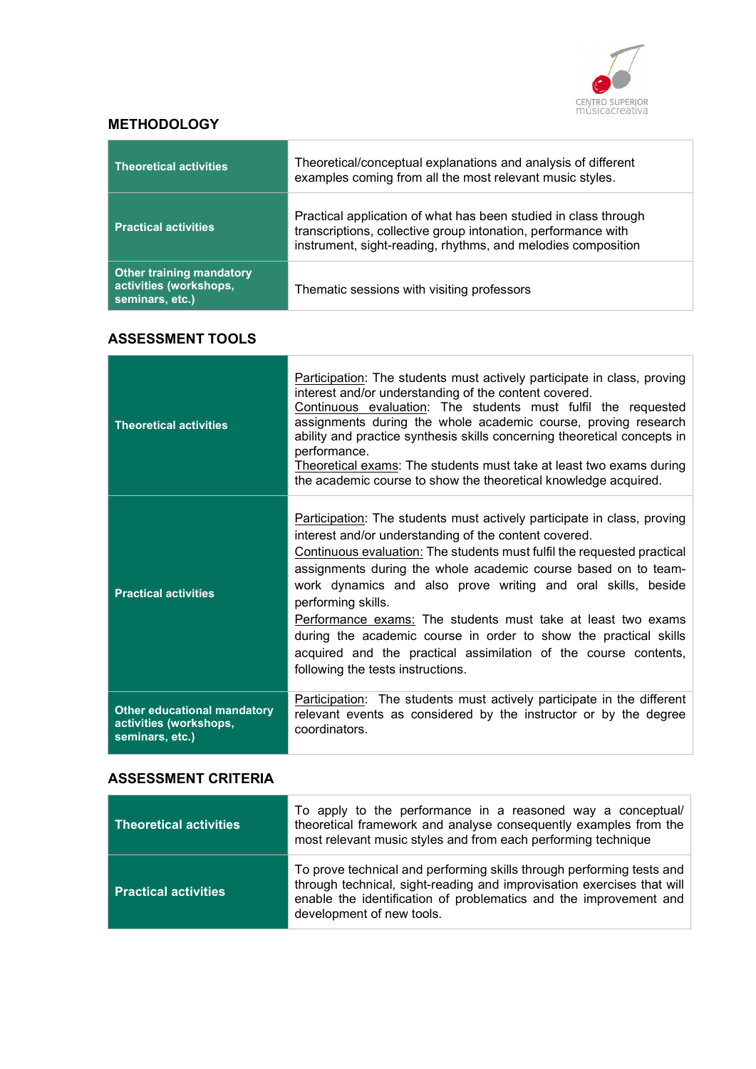## METHODOLOGY

| | |
|---|---|
| **Theoretical activities** | Theoretical/conceptual explanations and analysis of different examples coming from all the most relevant music styles. |
| **Practical activities** | Practical application of what has been studied in class through transcriptions, collective group intonation, performance with instrument, sight-reading, rhythms, and melodies composition |
| **Other training mandatory activities (workshops, seminars, etc.)** | Thematic sessions with visiting professors |

## ASSESSMENT TOOLS

| | |
|---|---|
| **Theoretical activities** | Participation: The students must actively participate in class, proving interest and/or understanding of the content covered.<br>Continuous evaluation: The students must fulfil the requested assignments during the whole academic course, proving research ability and practice synthesis skills concerning theoretical concepts in performance.<br>Theoretical exams: The students must take at least two exams during the academic course to show the theoretical knowledge acquired. |
| **Practical activities** | Participation: The students must actively participate in class, proving interest and/or understanding of the content covered.<br>Continuous evaluation: The students must fulfil the requested practical assignments during the whole academic course based on to team-work dynamics and also prove writing and oral skills, beside performing skills.<br>Performance exams: The students must take at least two exams during the academic course in order to show the practical skills acquired and the practical assimilation of the course contents, following the tests instructions. |
| **Other educational mandatory activities (workshops, seminars, etc.)** | Participation: The students must actively participate in the different relevant events as considered by the instructor or by the degree coordinators. |

## ASSESSMENT CRITERIA

| | |
|---|---|
| **Theoretical activities** | To apply to the performance in a reasoned way a conceptual/ theoretical framework and analyse consequently examples from the most relevant music styles and from each performing technique |
| **Practical activities** | To prove technical and performing skills through performing tests and through technical, sight-reading and improvisation exercises that will enable the identification of problematics and the improvement and development of new tools. |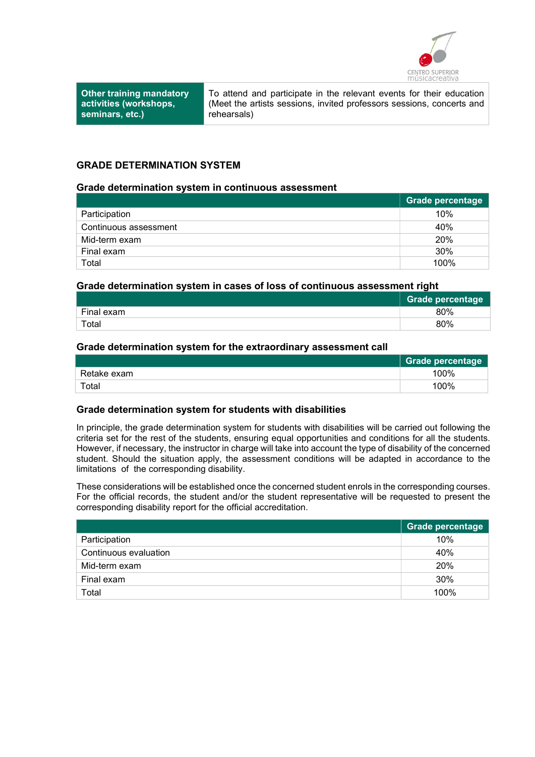| Other training mandatory activities (workshops, seminars, etc.) | To attend and participate in the relevant events for their education (Meet the artists sessions, invited professors sessions, concerts and rehearsals) |
|---|---|

## GRADE DETERMINATION SYSTEM

### Grade determination system in continuous assessment

| | Grade percentage |
|---|---|
| Participation | 10% |
| Continuous assessment | 40% |
| Mid-term exam | 20% |
| Final exam | 30% |
| Total | 100% |

### Grade determination system in cases of loss of continuous assessment right

| | Grade percentage |
|---|---|
| Final exam | 80% |
| Total | 80% |

### Grade determination system for the extraordinary assessment call

| | Grade percentage |
|---|---|
| Retake exam | 100% |
| Total | 100% |

### Grade determination system for students with disabilities

In principle, the grade determination system for students with disabilities will be carried out following the criteria set for the rest of the students, ensuring equal opportunities and conditions for all the students. However, if necessary, the instructor in charge will take into account the type of disability of the concerned student. Should the situation apply, the assessment conditions will be adapted in accordance to the limitations of the corresponding disability.

These considerations will be established once the concerned student enrols in the corresponding courses. For the official records, the student and/or the student representative will be requested to present the corresponding disability report for the official accreditation.

| | Grade percentage |
|---|---|
| Participation | 10% |
| Continuous evaluation | 40% |
| Mid-term exam | 20% |
| Final exam | 30% |
| Total | 100% |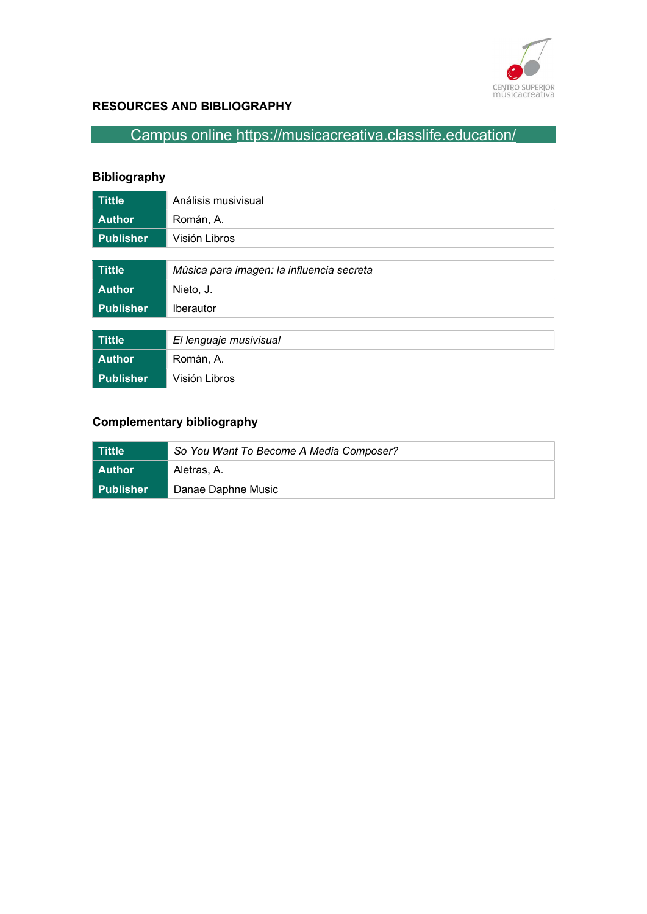## RESOURCES AND BIBLIOGRAPHY

Campus online https://musicacreativa.classlife.education/

### Bibliography

| | |
|---|---|
| **Tittle** | Análisis musivisual |
| **Author** | Román, A. |
| **Publisher** | Visión Libros |

| | |
|---|---|
| **Tittle** | *Música para imagen: la influencia secreta* |
| **Author** | Nieto, J. |
| **Publisher** | Iberautor |

| | |
|---|---|
| **Tittle** | *El lenguaje musivisual* |
| **Author** | Román, A. |
| **Publisher** | Visión Libros |

### Complementary bibliography

| | |
|---|---|
| **Tittle** | *So You Want To Become A Media Composer?* |
| **Author** | Aletras, A. |
| **Publisher** | Danae Daphne Music |